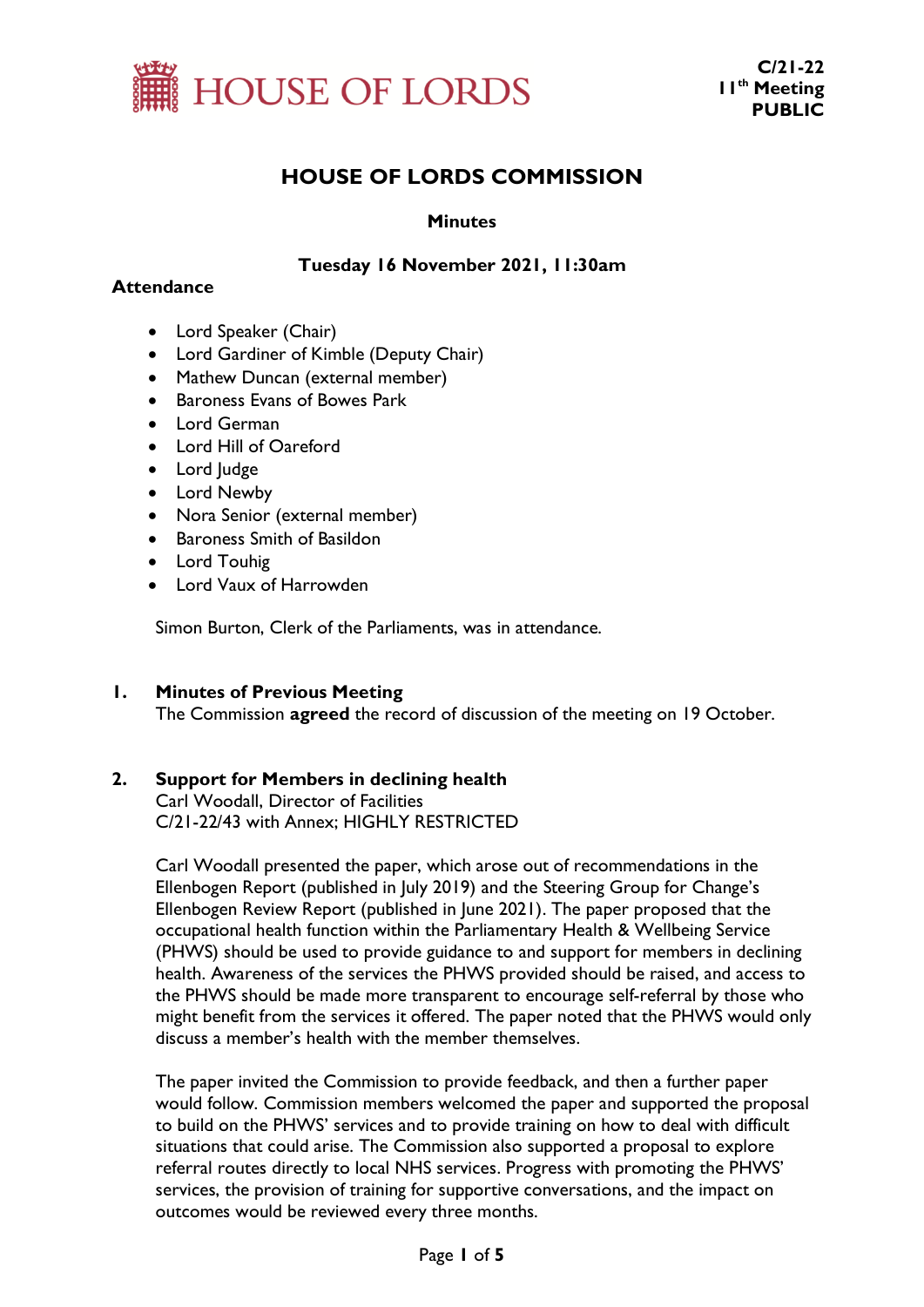HOUSE OF LORDS

**C/21-22**
**11th Meeting**
**PUBLIC**

# HOUSE OF LORDS COMMISSION

**Minutes**

**Tuesday 16 November 2021, 11:30am**

**Attendance**

- Lord Speaker (Chair)
- Lord Gardiner of Kimble (Deputy Chair)
- Mathew Duncan (external member)
- Baroness Evans of Bowes Park
- Lord German
- Lord Hill of Oareford
- Lord Judge
- Lord Newby
- Nora Senior (external member)
- Baroness Smith of Basildon
- Lord Touhig
- Lord Vaux of Harrowden

Simon Burton, Clerk of the Parliaments, was in attendance.

## 1. Minutes of Previous Meeting

The Commission **agreed** the record of discussion of the meeting on 19 October.

## 2. Support for Members in declining health

Carl Woodall, Director of Facilities
C/21-22/43 with Annex; HIGHLY RESTRICTED

Carl Woodall presented the paper, which arose out of recommendations in the Ellenbogen Report (published in July 2019) and the Steering Group for Change's Ellenbogen Review Report (published in June 2021). The paper proposed that the occupational health function within the Parliamentary Health & Wellbeing Service (PHWS) should be used to provide guidance to and support for members in declining health. Awareness of the services the PHWS provided should be raised, and access to the PHWS should be made more transparent to encourage self-referral by those who might benefit from the services it offered. The paper noted that the PHWS would only discuss a member's health with the member themselves.

The paper invited the Commission to provide feedback, and then a further paper would follow. Commission members welcomed the paper and supported the proposal to build on the PHWS' services and to provide training on how to deal with difficult situations that could arise. The Commission also supported a proposal to explore referral routes directly to local NHS services. Progress with promoting the PHWS' services, the provision of training for supportive conversations, and the impact on outcomes would be reviewed every three months.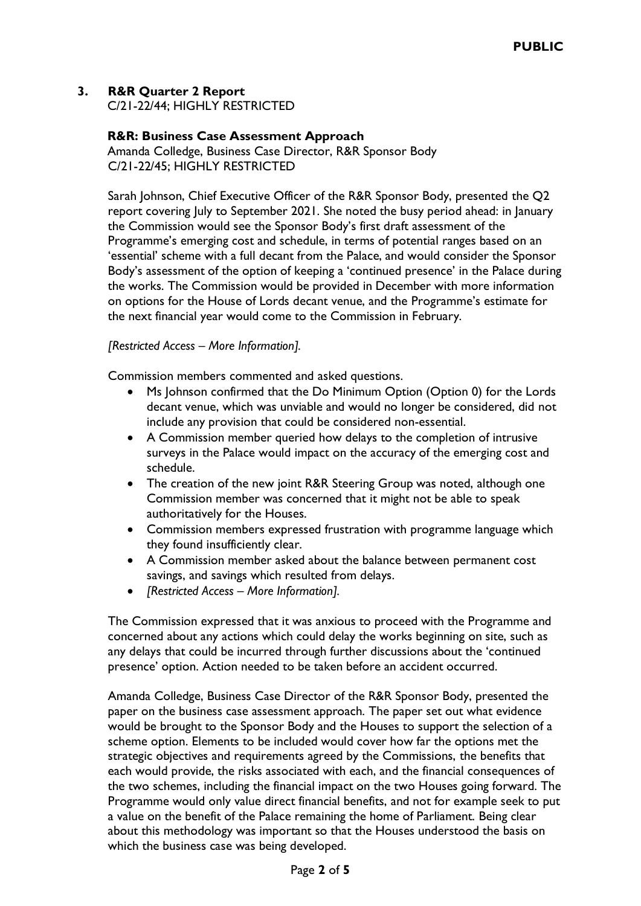**PUBLIC**

**3. R&R Quarter 2 Report**
C/21-22/44; HIGHLY RESTRICTED

**R&R: Business Case Assessment Approach**
Amanda Colledge, Business Case Director, R&R Sponsor Body
C/21-22/45; HIGHLY RESTRICTED

Sarah Johnson, Chief Executive Officer of the R&R Sponsor Body, presented the Q2 report covering July to September 2021. She noted the busy period ahead: in January the Commission would see the Sponsor Body's first draft assessment of the Programme's emerging cost and schedule, in terms of potential ranges based on an 'essential' scheme with a full decant from the Palace, and would consider the Sponsor Body's assessment of the option of keeping a 'continued presence' in the Palace during the works. The Commission would be provided in December with more information on options for the House of Lords decant venue, and the Programme's estimate for the next financial year would come to the Commission in February.

*[Restricted Access – More Information].*

Commission members commented and asked questions.

- Ms Johnson confirmed that the Do Minimum Option (Option 0) for the Lords decant venue, which was unviable and would no longer be considered, did not include any provision that could be considered non-essential.
- A Commission member queried how delays to the completion of intrusive surveys in the Palace would impact on the accuracy of the emerging cost and schedule.
- The creation of the new joint R&R Steering Group was noted, although one Commission member was concerned that it might not be able to speak authoritatively for the Houses.
- Commission members expressed frustration with programme language which they found insufficiently clear.
- A Commission member asked about the balance between permanent cost savings, and savings which resulted from delays.
- *[Restricted Access – More Information].*

The Commission expressed that it was anxious to proceed with the Programme and concerned about any actions which could delay the works beginning on site, such as any delays that could be incurred through further discussions about the 'continued presence' option. Action needed to be taken before an accident occurred.

Amanda Colledge, Business Case Director of the R&R Sponsor Body, presented the paper on the business case assessment approach. The paper set out what evidence would be brought to the Sponsor Body and the Houses to support the selection of a scheme option. Elements to be included would cover how far the options met the strategic objectives and requirements agreed by the Commissions, the benefits that each would provide, the risks associated with each, and the financial consequences of the two schemes, including the financial impact on the two Houses going forward. The Programme would only value direct financial benefits, and not for example seek to put a value on the benefit of the Palace remaining the home of Parliament. Being clear about this methodology was important so that the Houses understood the basis on which the business case was being developed.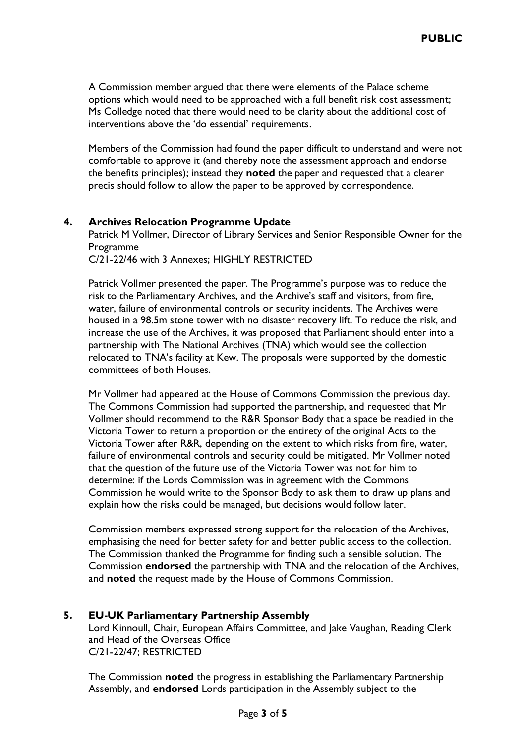A Commission member argued that there were elements of the Palace scheme options which would need to be approached with a full benefit risk cost assessment; Ms Colledge noted that there would need to be clarity about the additional cost of interventions above the 'do essential' requirements.

Members of the Commission had found the paper difficult to understand and were not comfortable to approve it (and thereby note the assessment approach and endorse the benefits principles); instead they **noted** the paper and requested that a clearer precis should follow to allow the paper to be approved by correspondence.

## 4. Archives Relocation Programme Update

Patrick M Vollmer, Director of Library Services and Senior Responsible Owner for the Programme
C/21-22/46 with 3 Annexes; HIGHLY RESTRICTED

Patrick Vollmer presented the paper. The Programme's purpose was to reduce the risk to the Parliamentary Archives, and the Archive's staff and visitors, from fire, water, failure of environmental controls or security incidents. The Archives were housed in a 98.5m stone tower with no disaster recovery lift. To reduce the risk, and increase the use of the Archives, it was proposed that Parliament should enter into a partnership with The National Archives (TNA) which would see the collection relocated to TNA's facility at Kew. The proposals were supported by the domestic committees of both Houses.

Mr Vollmer had appeared at the House of Commons Commission the previous day. The Commons Commission had supported the partnership, and requested that Mr Vollmer should recommend to the R&R Sponsor Body that a space be readied in the Victoria Tower to return a proportion or the entirety of the original Acts to the Victoria Tower after R&R, depending on the extent to which risks from fire, water, failure of environmental controls and security could be mitigated. Mr Vollmer noted that the question of the future use of the Victoria Tower was not for him to determine: if the Lords Commission was in agreement with the Commons Commission he would write to the Sponsor Body to ask them to draw up plans and explain how the risks could be managed, but decisions would follow later.

Commission members expressed strong support for the relocation of the Archives, emphasising the need for better safety for and better public access to the collection. The Commission thanked the Programme for finding such a sensible solution. The Commission **endorsed** the partnership with TNA and the relocation of the Archives, and **noted** the request made by the House of Commons Commission.

## 5. EU-UK Parliamentary Partnership Assembly

Lord Kinnoull, Chair, European Affairs Committee, and Jake Vaughan, Reading Clerk and Head of the Overseas Office
C/21-22/47; RESTRICTED

The Commission **noted** the progress in establishing the Parliamentary Partnership Assembly, and **endorsed** Lords participation in the Assembly subject to the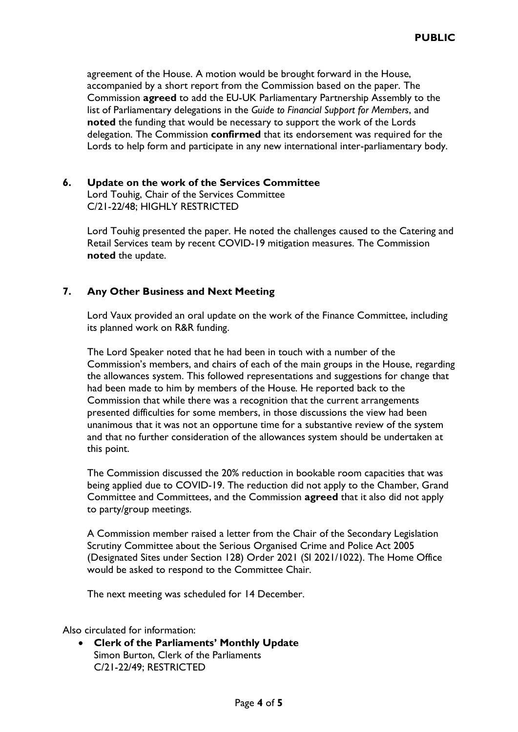agreement of the House. A motion would be brought forward in the House, accompanied by a short report from the Commission based on the paper. The Commission **agreed** to add the EU-UK Parliamentary Partnership Assembly to the list of Parliamentary delegations in the *Guide to Financial Support for Members*, and **noted** the funding that would be necessary to support the work of the Lords delegation. The Commission **confirmed** that its endorsement was required for the Lords to help form and participate in any new international inter-parliamentary body.

**6. Update on the work of the Services Committee**
Lord Touhig, Chair of the Services Committee
C/21-22/48; HIGHLY RESTRICTED

Lord Touhig presented the paper. He noted the challenges caused to the Catering and Retail Services team by recent COVID-19 mitigation measures. The Commission **noted** the update.

**7. Any Other Business and Next Meeting**

Lord Vaux provided an oral update on the work of the Finance Committee, including its planned work on R&R funding.

The Lord Speaker noted that he had been in touch with a number of the Commission's members, and chairs of each of the main groups in the House, regarding the allowances system. This followed representations and suggestions for change that had been made to him by members of the House. He reported back to the Commission that while there was a recognition that the current arrangements presented difficulties for some members, in those discussions the view had been unanimous that it was not an opportune time for a substantive review of the system and that no further consideration of the allowances system should be undertaken at this point.

The Commission discussed the 20% reduction in bookable room capacities that was being applied due to COVID-19. The reduction did not apply to the Chamber, Grand Committee and Committees, and the Commission **agreed** that it also did not apply to party/group meetings.

A Commission member raised a letter from the Chair of the Secondary Legislation Scrutiny Committee about the Serious Organised Crime and Police Act 2005 (Designated Sites under Section 128) Order 2021 (SI 2021/1022). The Home Office would be asked to respond to the Committee Chair.

The next meeting was scheduled for 14 December.

Also circulated for information:

- **Clerk of the Parliaments' Monthly Update**
  Simon Burton, Clerk of the Parliaments
  C/21-22/49; RESTRICTED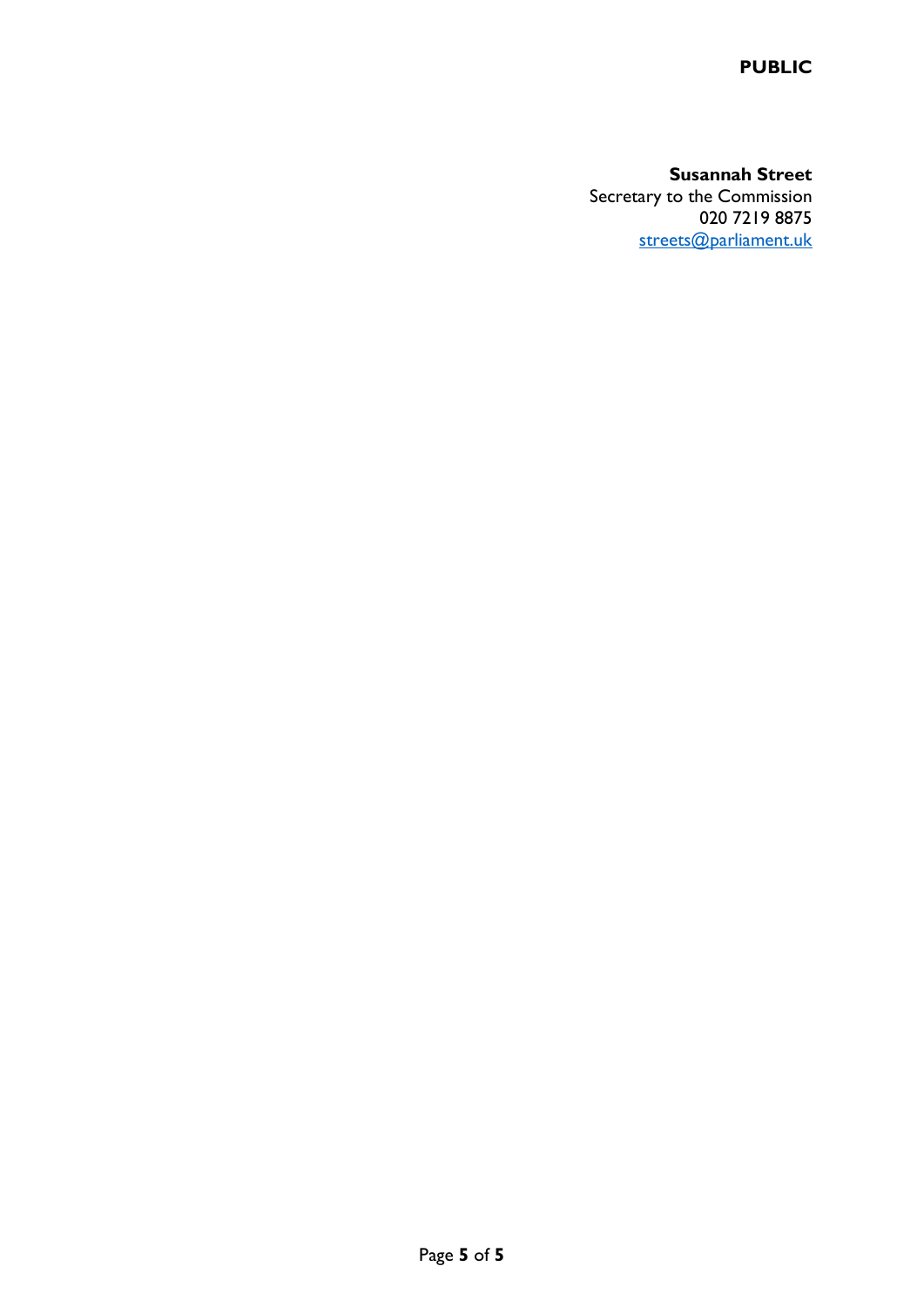**Susannah Street**
Secretary to the Commission
020 7219 8875
streets@parliament.uk